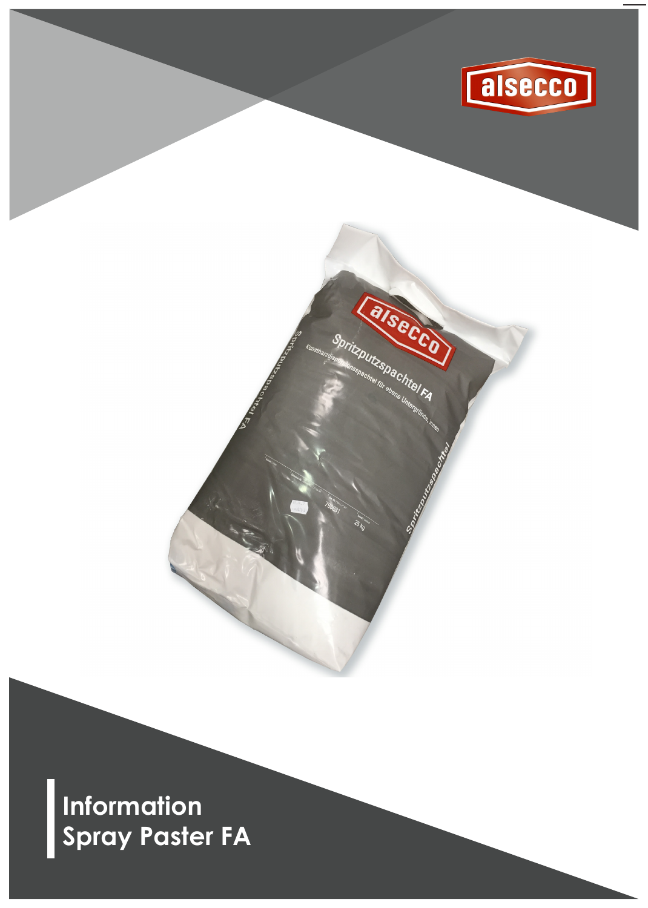alsecco

# Information
# Spray Paster FA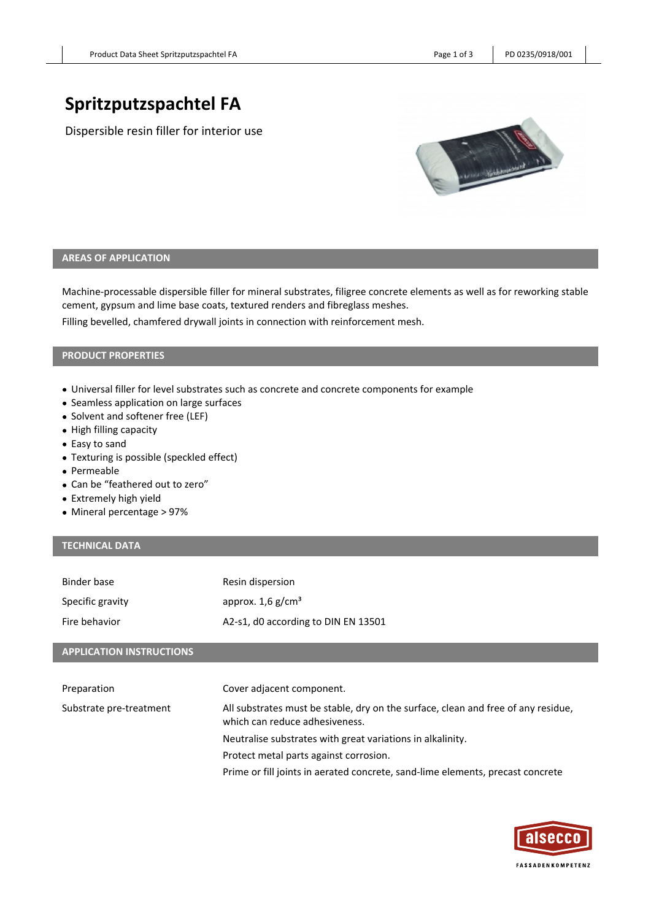# Spritzputzspachtel FA

Dispersible resin filler for interior use

## AREAS OF APPLICATION

Machine-processable dispersible filler for mineral substrates, filigree concrete elements as well as for reworking stable cement, gypsum and lime base coats, textured renders and fibreglass meshes.

Filling bevelled, chamfered drywall joints in connection with reinforcement mesh.

## PRODUCT PROPERTIES

- Universal filler for level substrates such as concrete and concrete components for example
- Seamless application on large surfaces
- Solvent and softener free (LEF)
- High filling capacity
- Easy to sand
- Texturing is possible (speckled effect)
- Permeable
- Can be "feathered out to zero"
- Extremely high yield
- Mineral percentage > 97%

## TECHNICAL DATA

| | |
|---|---|
| Binder base | Resin dispersion |
| Specific gravity | approx. 1,6 g/cm³ |
| Fire behavior | A2-s1, d0 according to DIN EN 13501 |

## APPLICATION INSTRUCTIONS

| | |
|---|---|
| Preparation | Cover adjacent component. |
| Substrate pre-treatment | All substrates must be stable, dry on the surface, clean and free of any residue, which can reduce adhesiveness. |
| | Neutralise substrates with great variations in alkalinity. |
| | Protect metal parts against corrosion. |
| | Prime or fill joints in aerated concrete, sand-lime elements, precast concrete |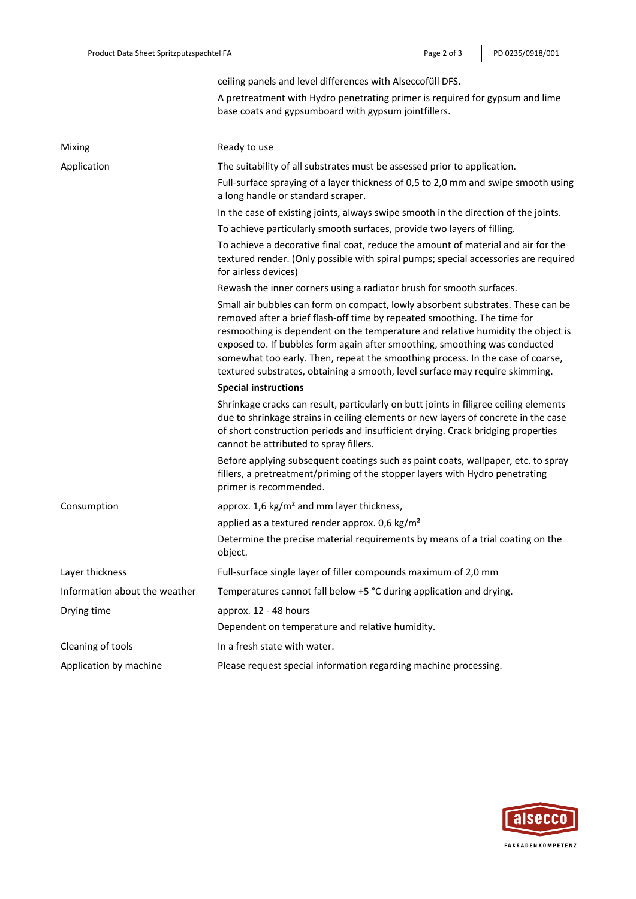ceiling panels and level differences with Alseccofüll DFS.

A pretreatment with Hydro penetrating primer is required for gypsum and lime base coats and gypsumboard with gypsum jointfillers.

| | |
|---|---|
| Mixing | Ready to use |
| Application | The suitability of all substrates must be assessed prior to application.<br>Full-surface spraying of a layer thickness of 0,5 to 2,0 mm and swipe smooth using a long handle or standard scraper.<br>In the case of existing joints, always swipe smooth in the direction of the joints.<br>To achieve particularly smooth surfaces, provide two layers of filling.<br>To achieve a decorative final coat, reduce the amount of material and air for the textured render. (Only possible with spiral pumps; special accessories are required for airless devices)<br>Rewash the inner corners using a radiator brush for smooth surfaces.<br>Small air bubbles can form on compact, lowly absorbent substrates. These can be removed after a brief flash-off time by repeated smoothing. The time for resmoothing is dependent on the temperature and relative humidity the object is exposed to. If bubbles form again after smoothing, smoothing was conducted somewhat too early. Then, repeat the smoothing process. In the case of coarse, textured substrates, obtaining a smooth, level surface may require skimming.<br>**Special instructions**<br>Shrinkage cracks can result, particularly on butt joints in filigree ceiling elements due to shrinkage strains in ceiling elements or new layers of concrete in the case of short construction periods and insufficient drying. Crack bridging properties cannot be attributed to spray fillers.<br>Before applying subsequent coatings such as paint coats, wallpaper, etc. to spray fillers, a pretreatment/priming of the stopper layers with Hydro penetrating primer is recommended. |
| Consumption | approx. 1,6 kg/m² and mm layer thickness,<br>applied as a textured render approx. 0,6 kg/m²<br>Determine the precise material requirements by means of a trial coating on the object. |
| Layer thickness | Full-surface single layer of filler compounds maximum of 2,0 mm |
| Information about the weather | Temperatures cannot fall below +5 °C during application and drying. |
| Drying time | approx. 12 - 48 hours<br>Dependent on temperature and relative humidity. |
| Cleaning of tools | In a fresh state with water. |
| Application by machine | Please request special information regarding machine processing. |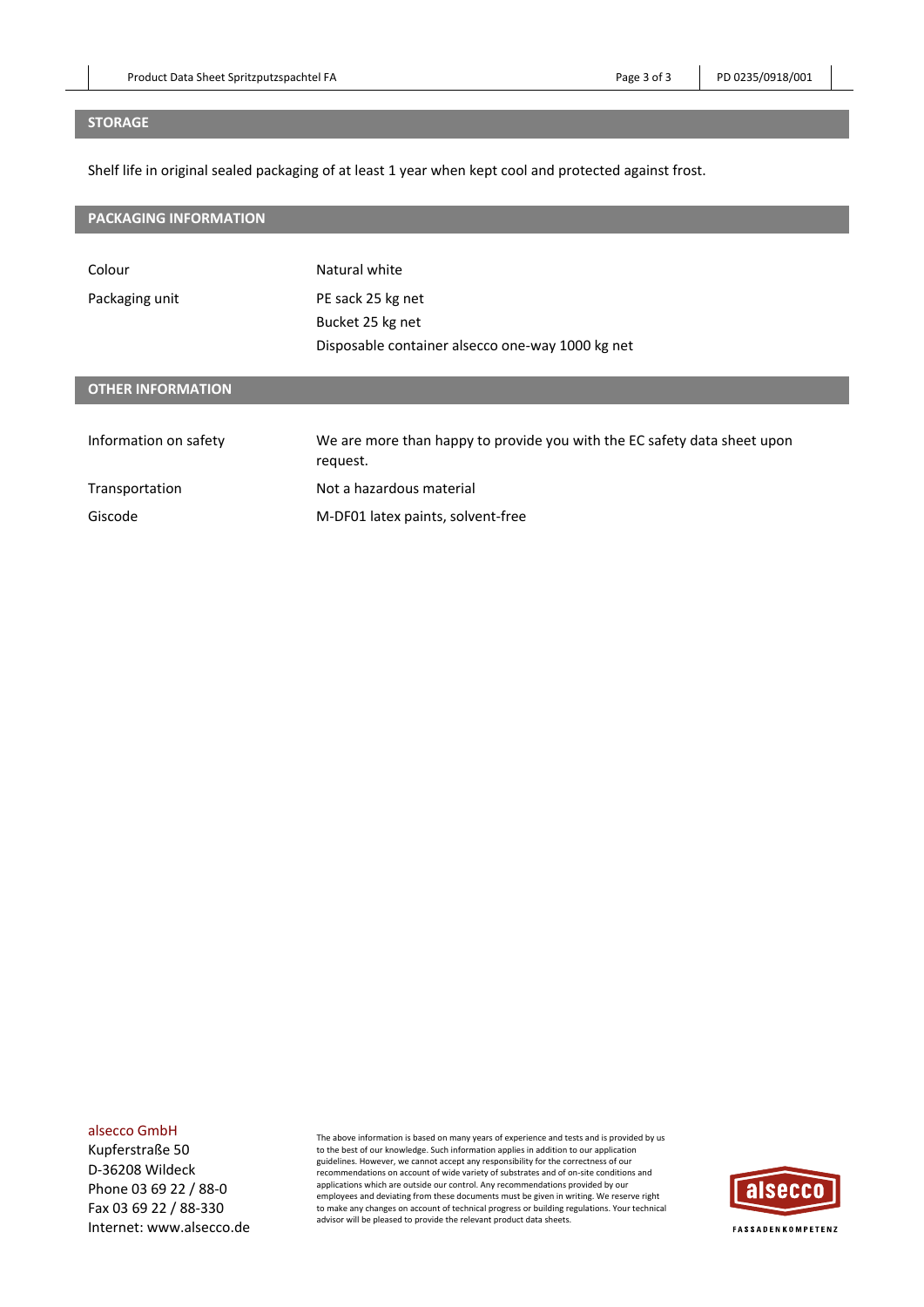## STORAGE

Shelf life in original sealed packaging of at least 1 year when kept cool and protected against frost.

## PACKAGING INFORMATION

| | |
|---|---|
| Colour | Natural white |
| Packaging unit | PE sack 25 kg net<br>Bucket 25 kg net<br>Disposable container alsecco one-way 1000 kg net |

## OTHER INFORMATION

| | |
|---|---|
| Information on safety | We are more than happy to provide you with the EC safety data sheet upon request. |
| Transportation | Not a hazardous material |
| Giscode | M-DF01 latex paints, solvent-free |

alsecco GmbH
Kupferstraße 50
D-36208 Wildeck
Phone 03 69 22 / 88-0
Fax 03 69 22 / 88-330
Internet: www.alsecco.de

The above information is based on many years of experience and tests and is provided by us to the best of our knowledge. Such information applies in addition to our application guidelines. However, we cannot accept any responsibility for the correctness of our recommendations on account of wide variety of substrates and of on-site conditions and applications which are outside our control. Any recommendations provided by our employees and deviating from these documents must be given in writing. We reserve right to make any changes on account of technical progress or building regulations. Your technical advisor will be pleased to provide the relevant product data sheets.

alsecco
FASSADENKOMPETENZ